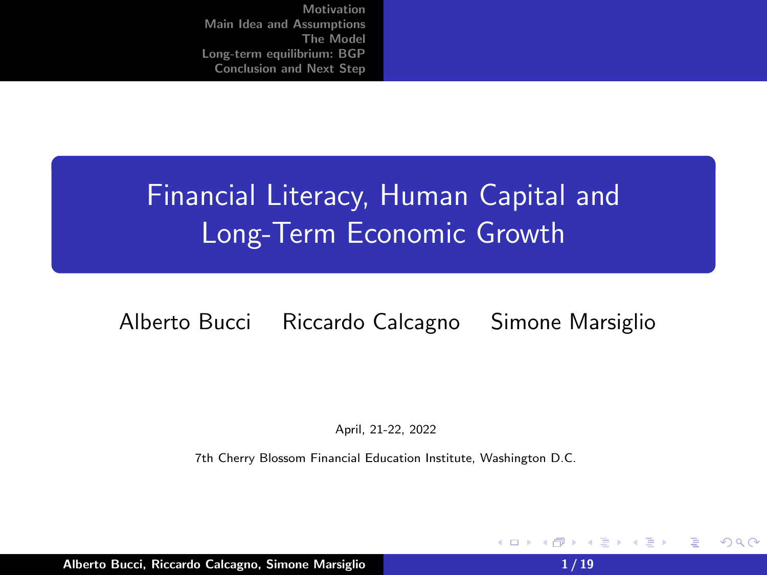# Financial Literacy, Human Capital and Long-Term Economic Growth

Alberto Bucci Riccardo Calcagno Simone Marsiglio

April, 21-22, 2022

7th Cherry Blossom Financial Education Institute, Washington D.C.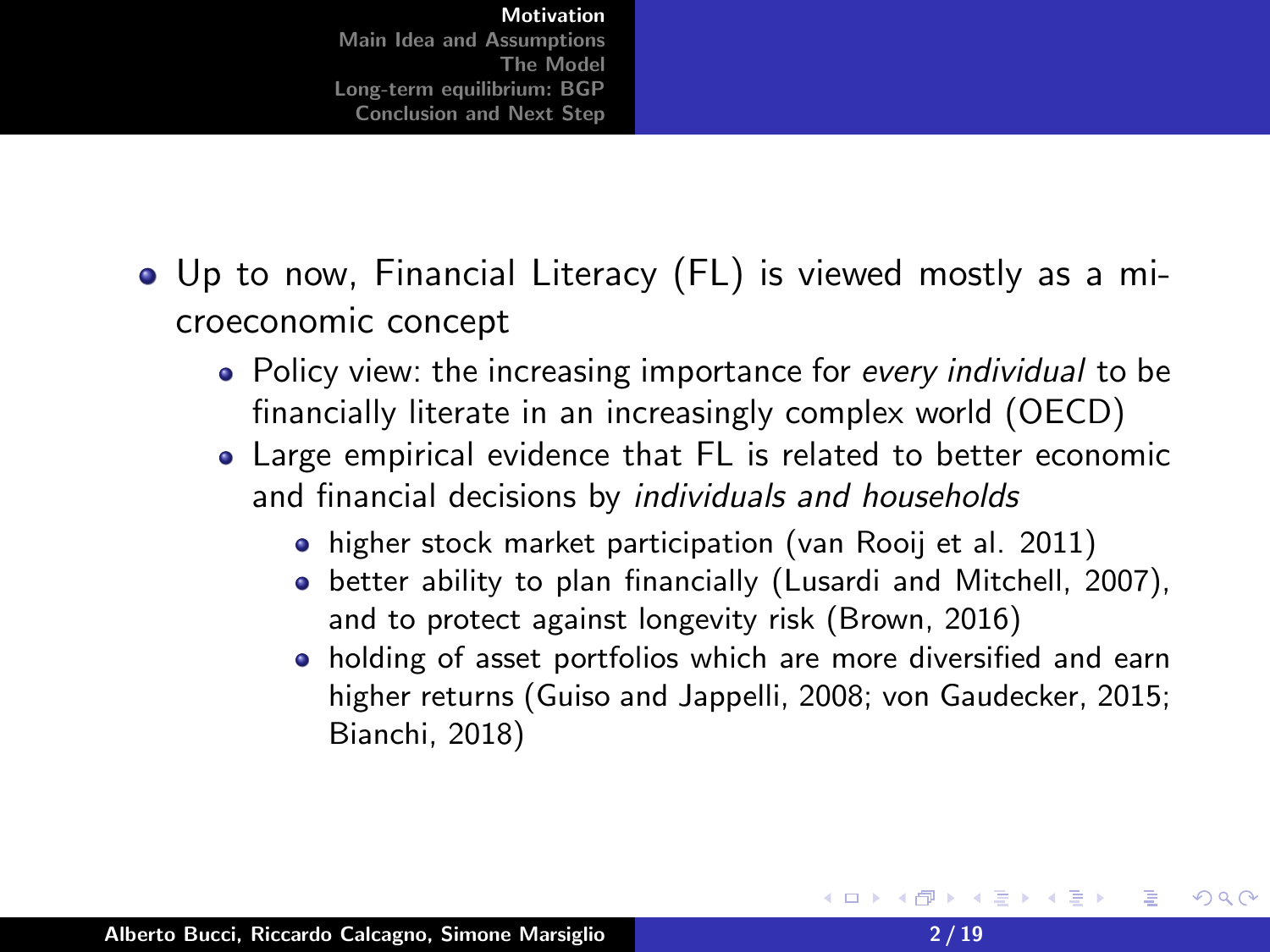- Up to now, Financial Literacy (FL) is viewed mostly as a microeconomic concept
  - Policy view: the increasing importance for *every individual* to be financially literate in an increasingly complex world (OECD)
  - Large empirical evidence that FL is related to better economic and financial decisions by *individuals and households*
    - higher stock market participation (van Rooij et al. 2011)
    - better ability to plan financially (Lusardi and Mitchell, 2007), and to protect against longevity risk (Brown, 2016)
    - holding of asset portfolios which are more diversified and earn higher returns (Guiso and Jappelli, 2008; von Gaudecker, 2015; Bianchi, 2018)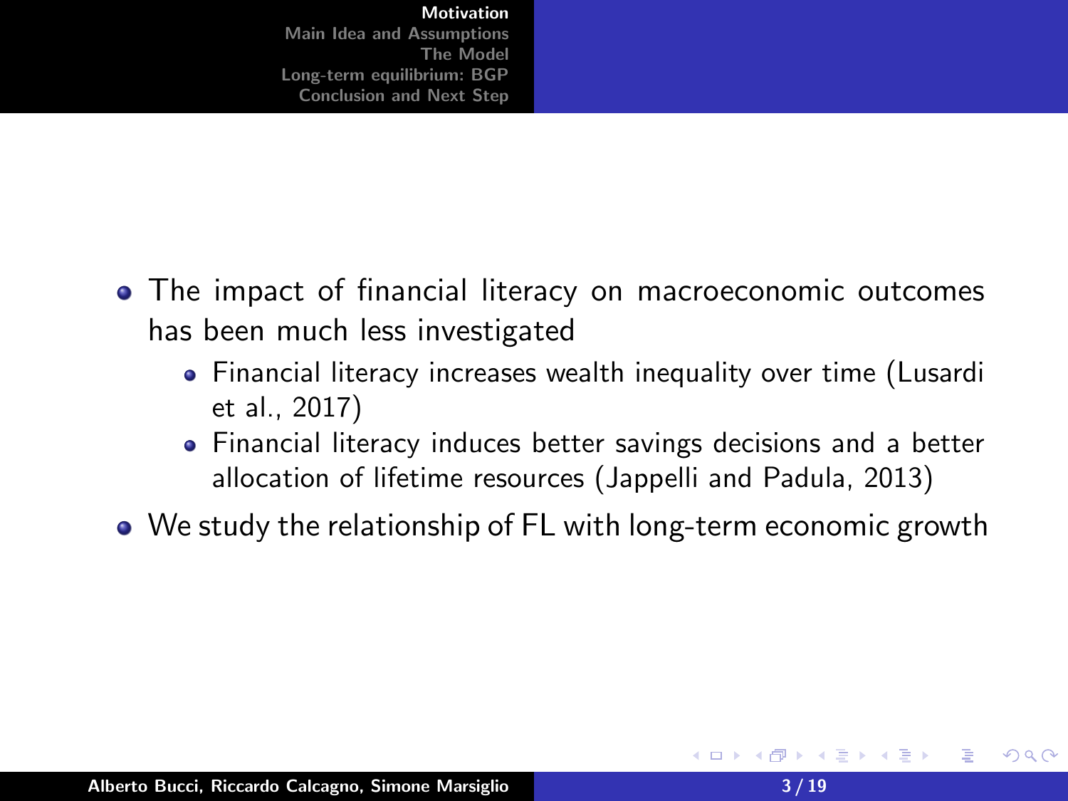- The impact of financial literacy on macroeconomic outcomes has been much less investigated
  - Financial literacy increases wealth inequality over time (Lusardi et al., 2017)
  - Financial literacy induces better savings decisions and a better allocation of lifetime resources (Jappelli and Padula, 2013)
- We study the relationship of FL with long-term economic growth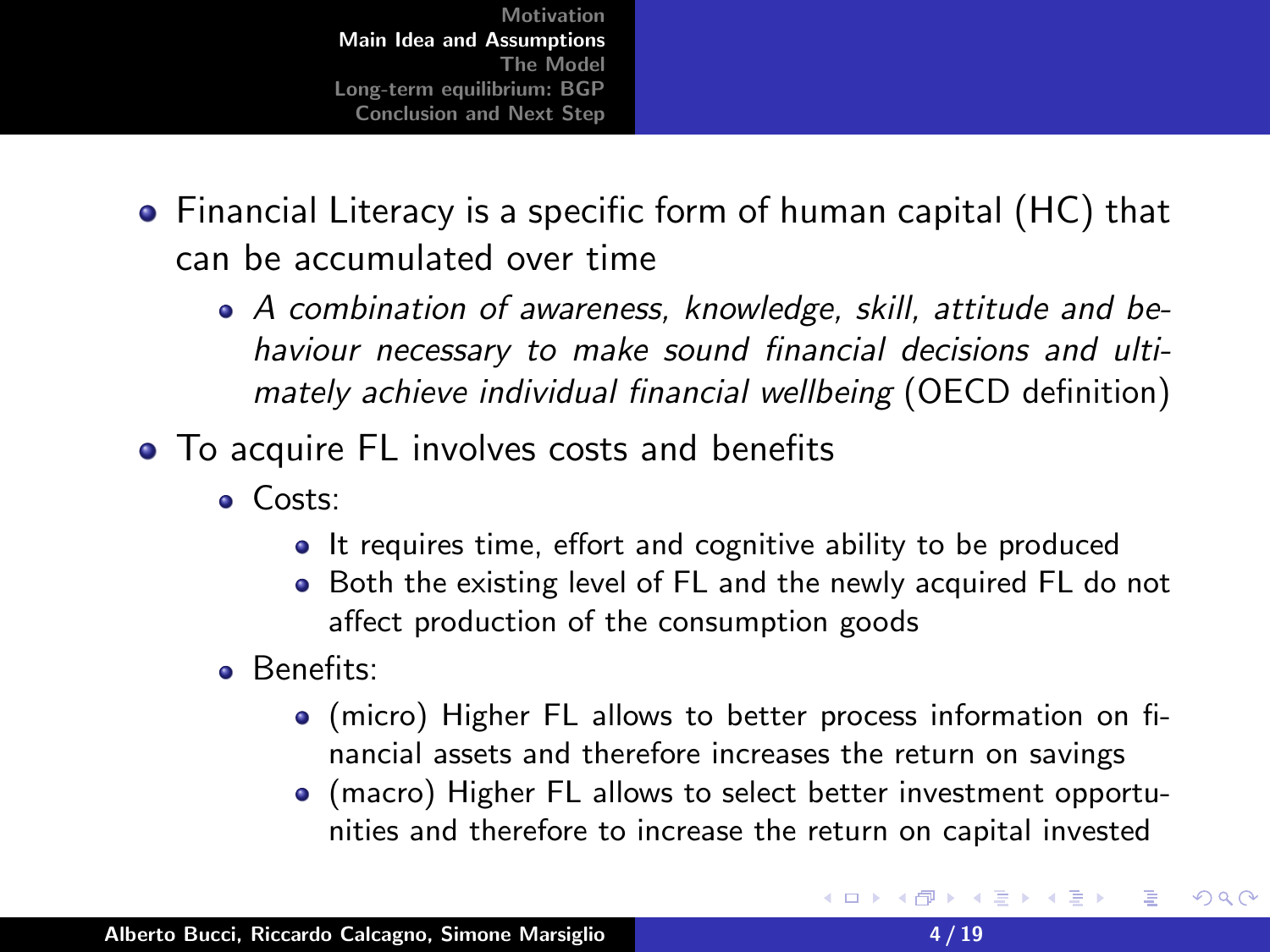- Financial Literacy is a specific form of human capital (HC) that can be accumulated over time
  - *A combination of awareness, knowledge, skill, attitude and behaviour necessary to make sound financial decisions and ultimately achieve individual financial wellbeing* (OECD definition)
- To acquire FL involves costs and benefits
  - Costs:
    - It requires time, effort and cognitive ability to be produced
    - Both the existing level of FL and the newly acquired FL do not affect production of the consumption goods
  - Benefits:
    - (micro) Higher FL allows to better process information on financial assets and therefore increases the return on savings
    - (macro) Higher FL allows to select better investment opportunities and therefore to increase the return on capital invested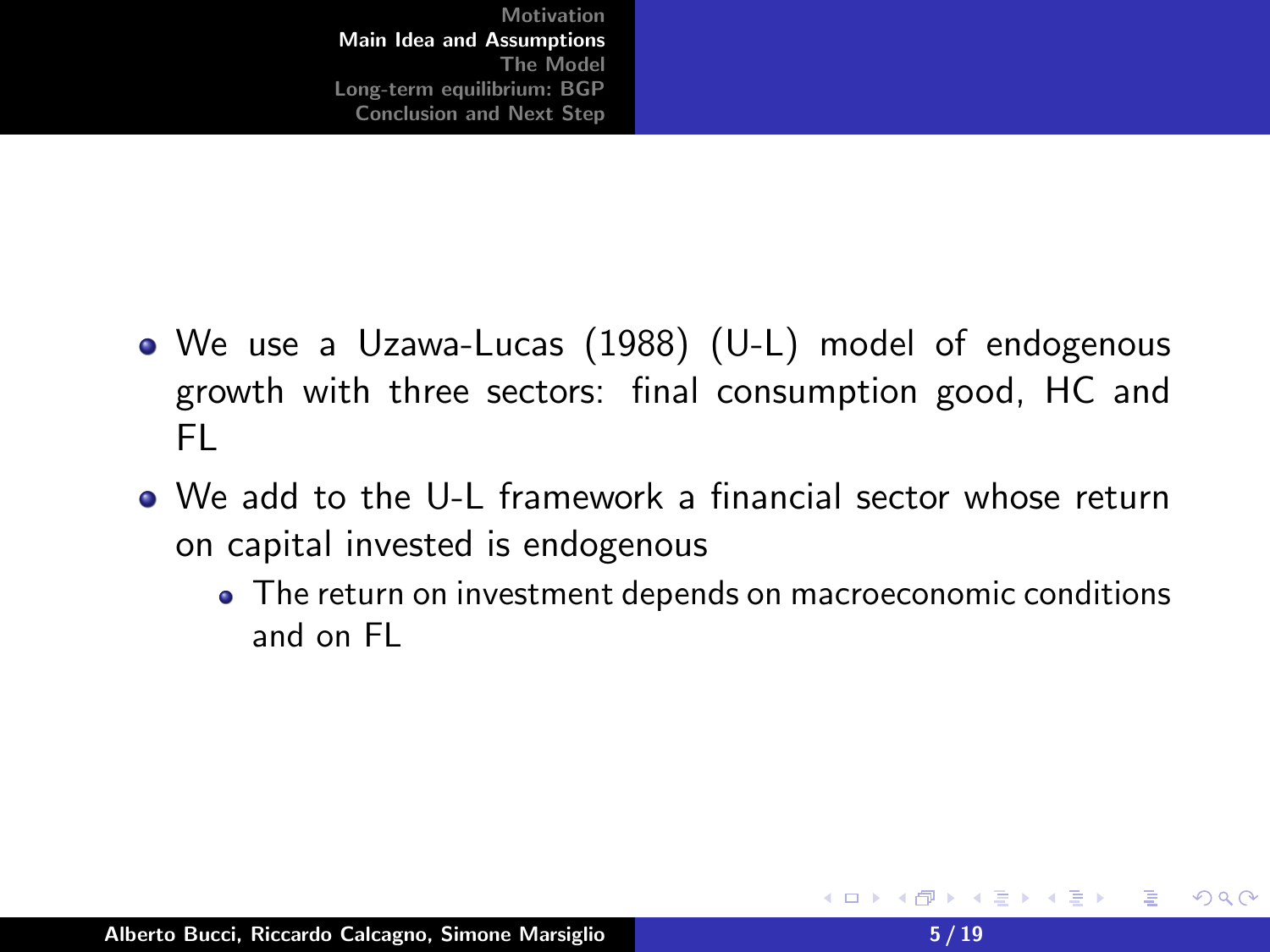- We use a Uzawa-Lucas (1988) (U-L) model of endogenous growth with three sectors: final consumption good, HC and FL
- We add to the U-L framework a financial sector whose return on capital invested is endogenous
  - The return on investment depends on macroeconomic conditions and on FL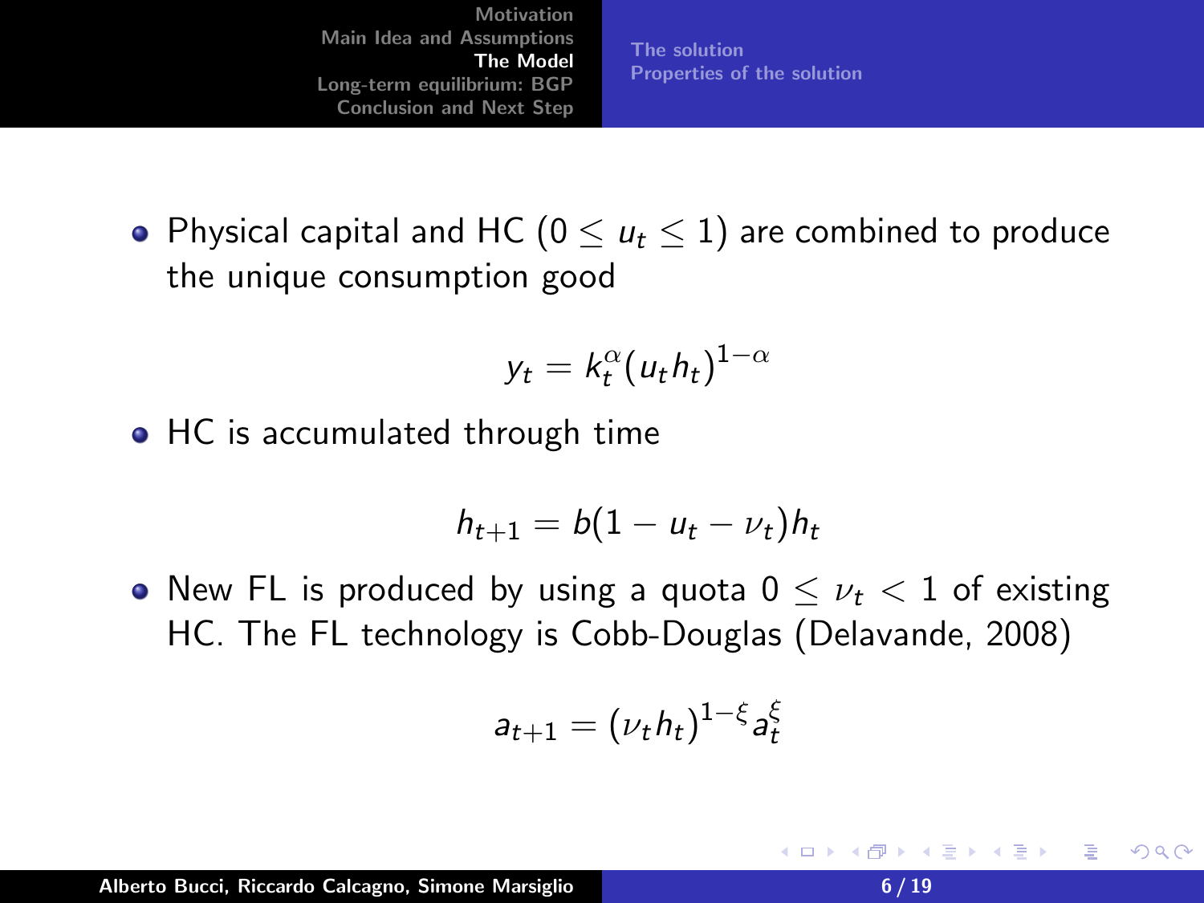- Physical capital and HC ($0 \leq u_t \leq 1$) are combined to produce the unique consumption good

$$y_t = k_t^{\alpha}(u_t h_t)^{1-\alpha}$$

- HC is accumulated through time

$$h_{t+1} = b(1 - u_t - \nu_t)h_t$$

- New FL is produced by using a quota $0 \leq \nu_t < 1$ of existing HC. The FL technology is Cobb-Douglas (Delavande, 2008)

$$a_{t+1} = (\nu_t h_t)^{1-\xi} a_t^{\xi}$$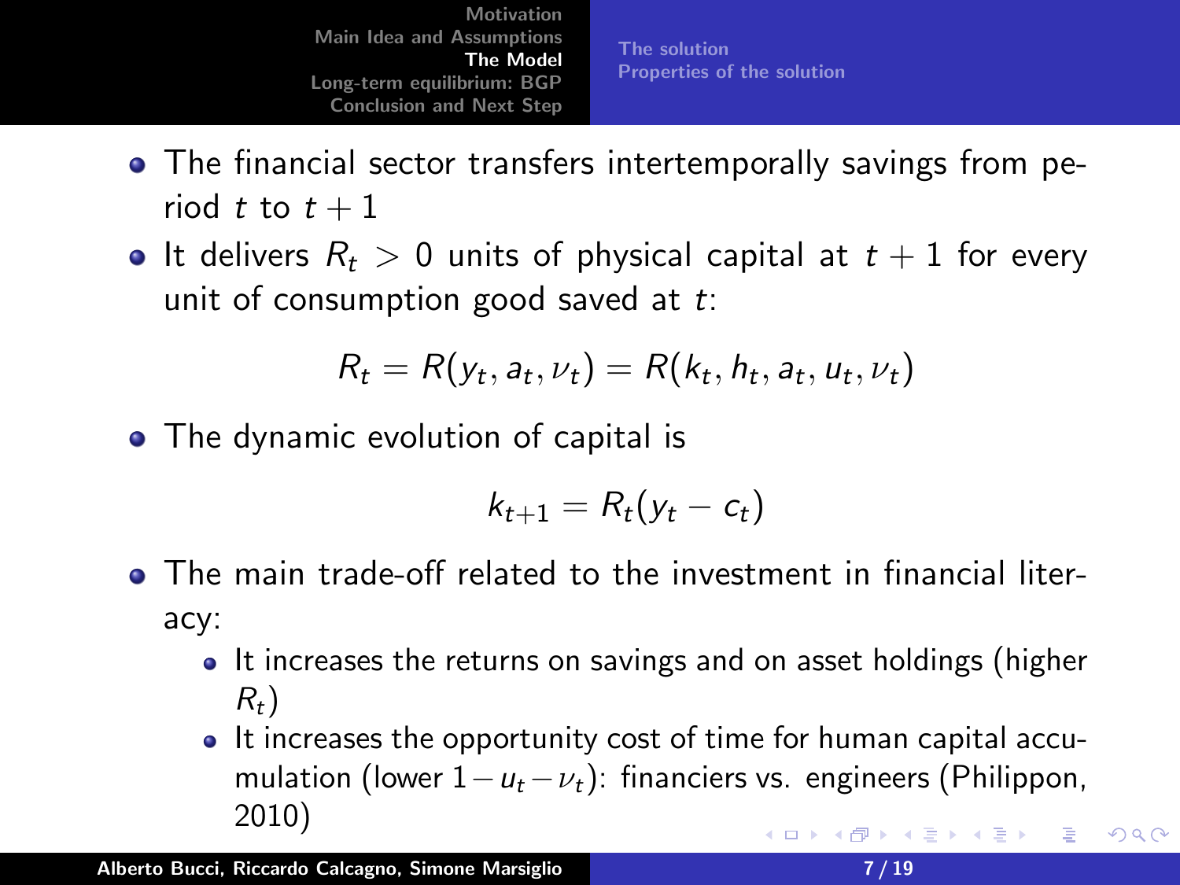- The financial sector transfers intertemporally savings from period $t$ to $t+1$
- It delivers $R_t > 0$ units of physical capital at $t+1$ for every unit of consumption good saved at $t$:

$$R_t = R(y_t, a_t, \nu_t) = R(k_t, h_t, a_t, u_t, \nu_t)$$

- The dynamic evolution of capital is

$$k_{t+1} = R_t(y_t - c_t)$$

- The main trade-off related to the investment in financial literacy:
  - It increases the returns on savings and on asset holdings (higher $R_t$)
  - It increases the opportunity cost of time for human capital accumulation (lower $1 - u_t - \nu_t$): financiers vs. engineers (Philippon, 2010)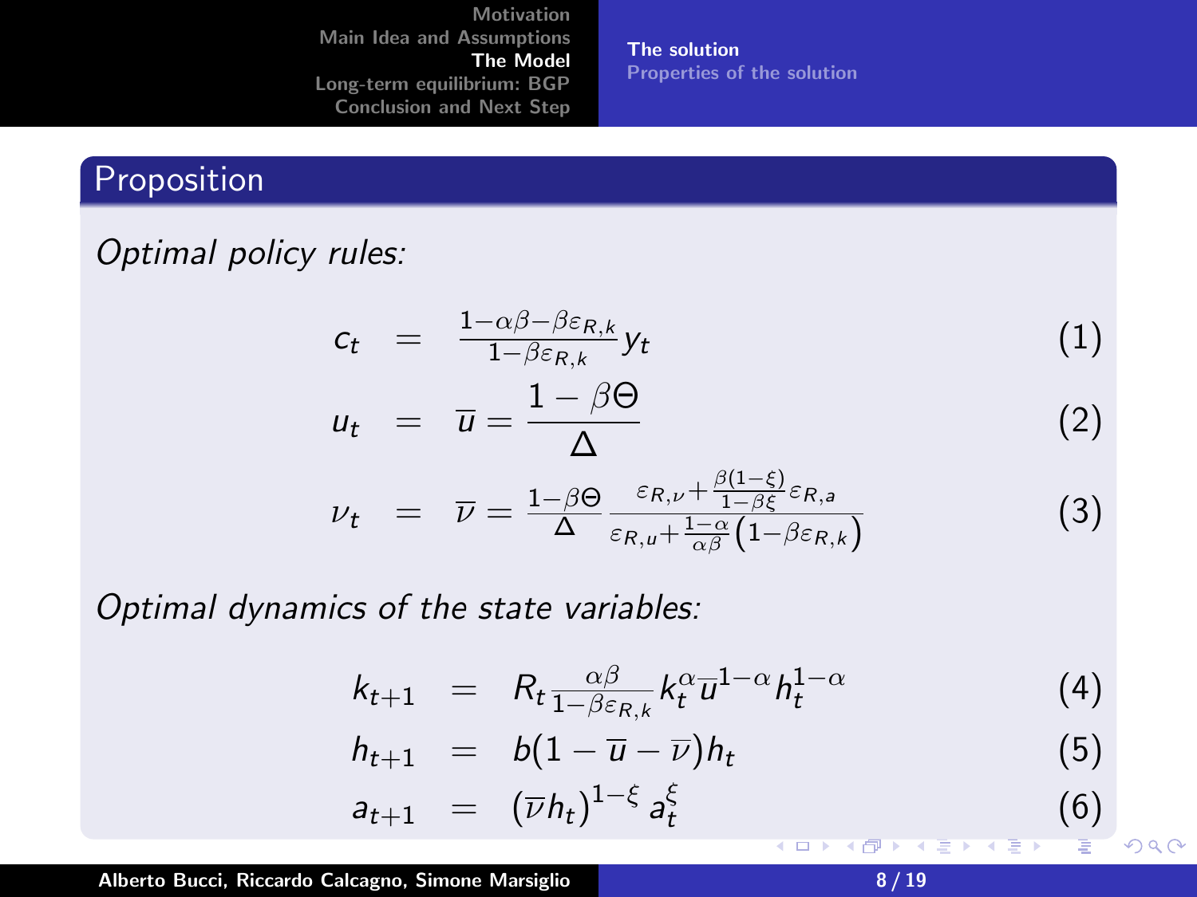## Proposition

*Optimal policy rules:*

$$c_t = \frac{1-\alpha\beta-\beta\varepsilon_{R,k}}{1-\beta\varepsilon_{R,k}} y_t \tag{1}$$

$$u_t = \overline{u} = \frac{1-\beta\Theta}{\Delta} \tag{2}$$

$$\nu_t = \overline{\nu} = \frac{1-\beta\Theta}{\Delta} \frac{\varepsilon_{R,\nu} + \frac{\beta(1-\xi)}{1-\beta\xi}\varepsilon_{R,a}}{\varepsilon_{R,u} + \frac{1-\alpha}{\alpha\beta}\left(1-\beta\varepsilon_{R,k}\right)} \tag{3}$$

*Optimal dynamics of the state variables:*

$$k_{t+1} = R_t \frac{\alpha\beta}{1-\beta\varepsilon_{R,k}} k_t^{\alpha} \overline{u}^{1-\alpha} h_t^{1-\alpha} \tag{4}$$

$$h_{t+1} = b(1-\overline{u}-\overline{\nu})h_t \tag{5}$$

$$a_{t+1} = \left(\overline{\nu} h_t\right)^{1-\xi} a_t^{\xi} \tag{6}$$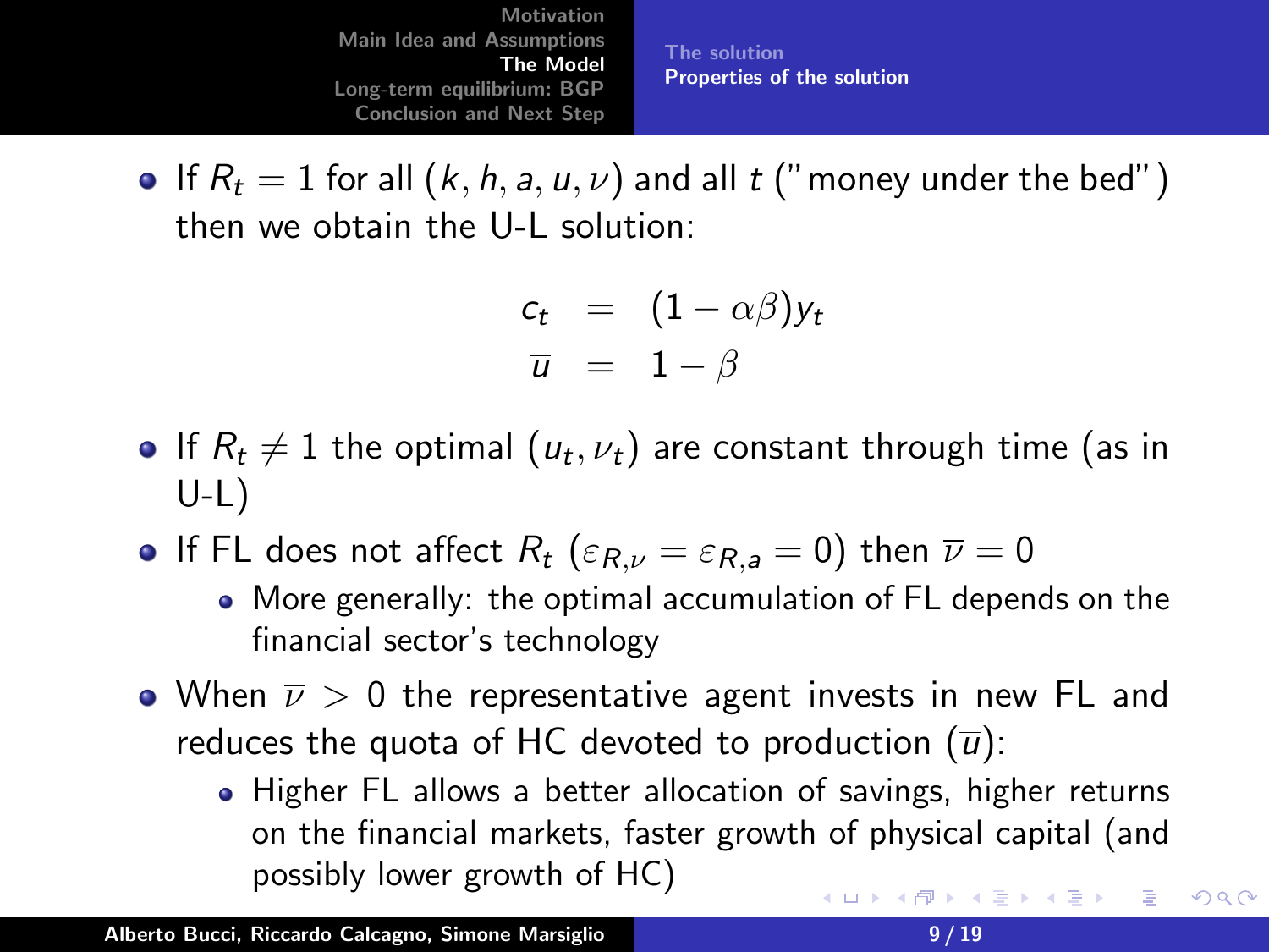- If $R_t = 1$ for all $(k, h, a, u, \nu)$ and all $t$ ("money under the bed") then we obtain the U-L solution:

$$
\begin{aligned}
c_t &= (1 - \alpha\beta) y_t \\
\overline{u} &= 1 - \beta
\end{aligned}
$$

- If $R_t \neq 1$ the optimal $(u_t, \nu_t)$ are constant through time (as in U-L)
- If FL does not affect $R_t$ ($\varepsilon_{R,\nu} = \varepsilon_{R,a} = 0$) then $\overline{\nu} = 0$
  - More generally: the optimal accumulation of FL depends on the financial sector's technology
- When $\overline{\nu} > 0$ the representative agent invests in new FL and reduces the quota of HC devoted to production ($\overline{u}$):
  - Higher FL allows a better allocation of savings, higher returns on the financial markets, faster growth of physical capital (and possibly lower growth of HC)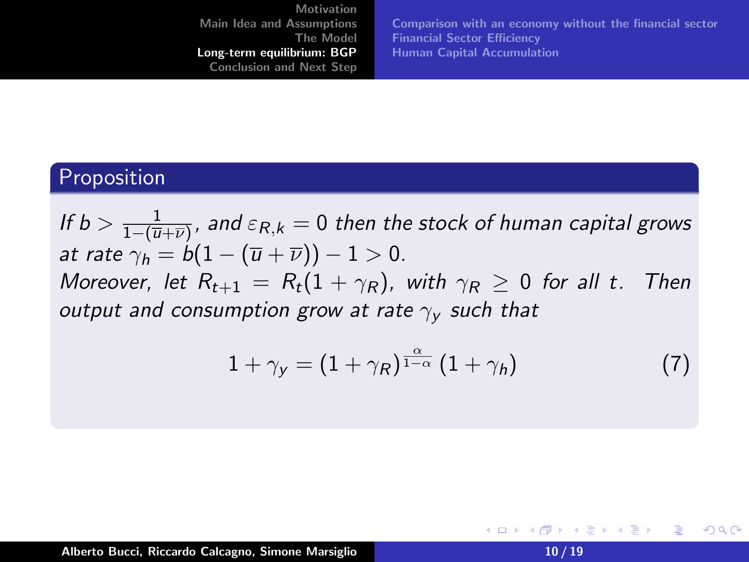## Proposition

*If $b > \frac{1}{1-(\overline{u}+\overline{\nu})}$, and $\varepsilon_{R,k} = 0$ then the stock of human capital grows at rate $\gamma_h = b(1-(\overline{u}+\overline{\nu})) - 1 > 0$.*

*Moreover, let $R_{t+1} = R_t(1+\gamma_R)$, with $\gamma_R \geq 0$ for all $t$. Then output and consumption grow at rate $\gamma_y$ such that*

$$1 + \gamma_y = (1+\gamma_R)^{\frac{\alpha}{1-\alpha}} (1+\gamma_h) \tag{7}$$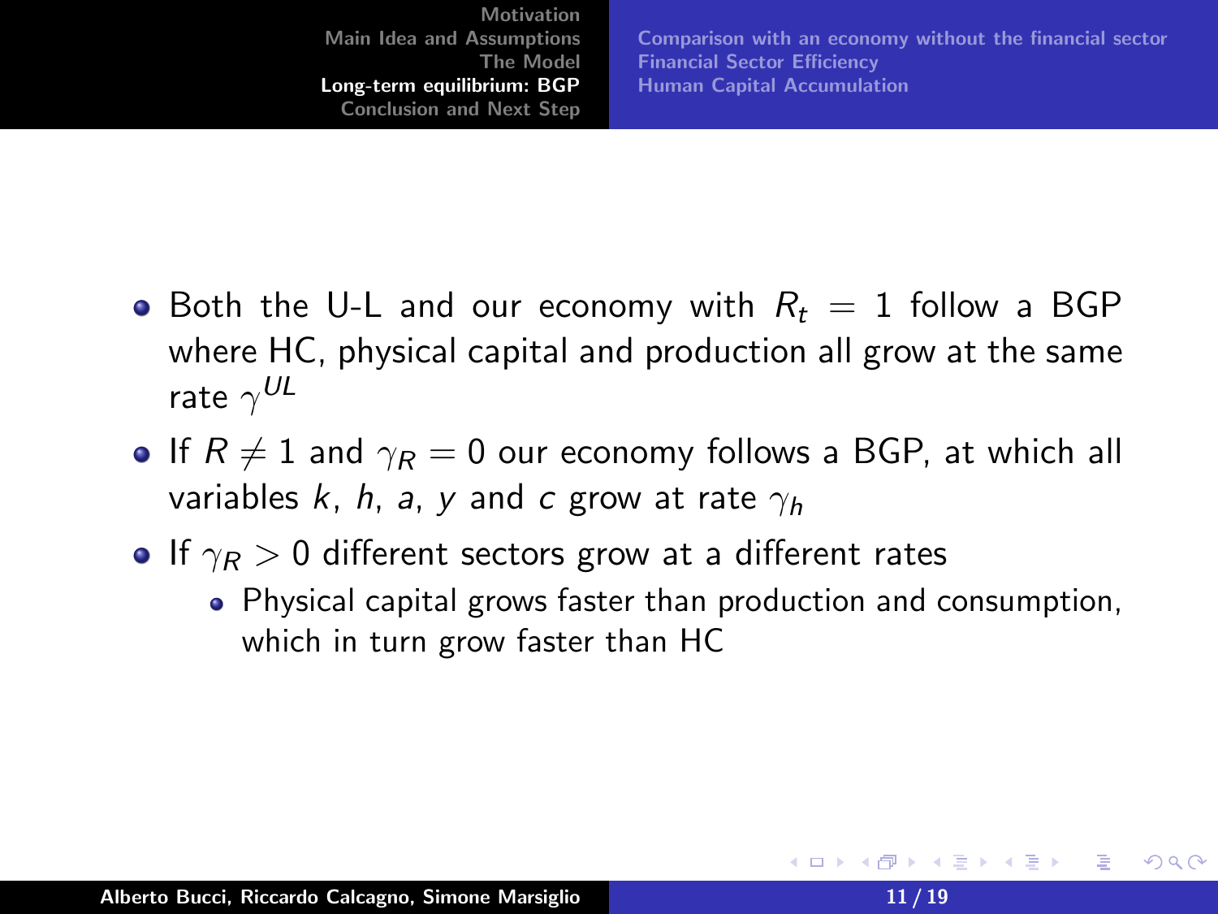- Both the U-L and our economy with $R_t = 1$ follow a BGP where HC, physical capital and production all grow at the same rate $\gamma^{UL}$
- If $R \neq 1$ and $\gamma_R = 0$ our economy follows a BGP, at which all variables $k$, $h$, $a$, $y$ and $c$ grow at rate $\gamma_h$
- If $\gamma_R > 0$ different sectors grow at a different rates
  - Physical capital grows faster than production and consumption, which in turn grow faster than HC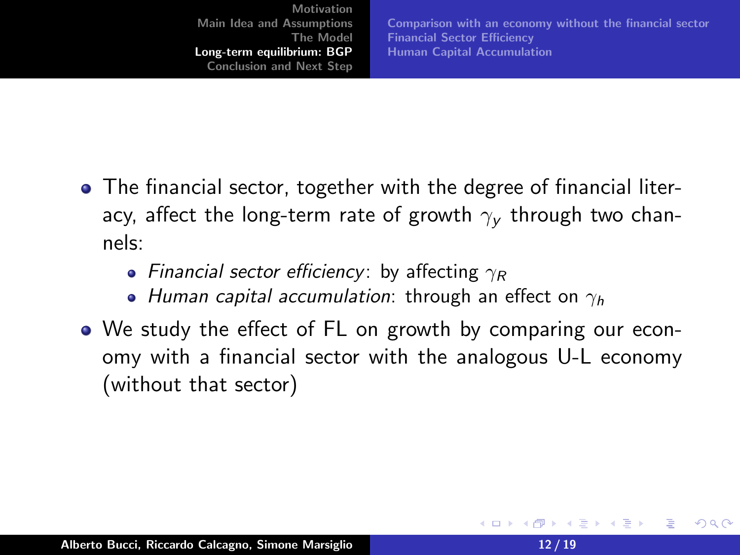- The financial sector, together with the degree of financial literacy, affect the long-term rate of growth $\gamma_y$ through two channels:
  - *Financial sector efficiency*: by affecting $\gamma_R$
  - *Human capital accumulation*: through an effect on $\gamma_h$
- We study the effect of FL on growth by comparing our economy with a financial sector with the analogous U-L economy (without that sector)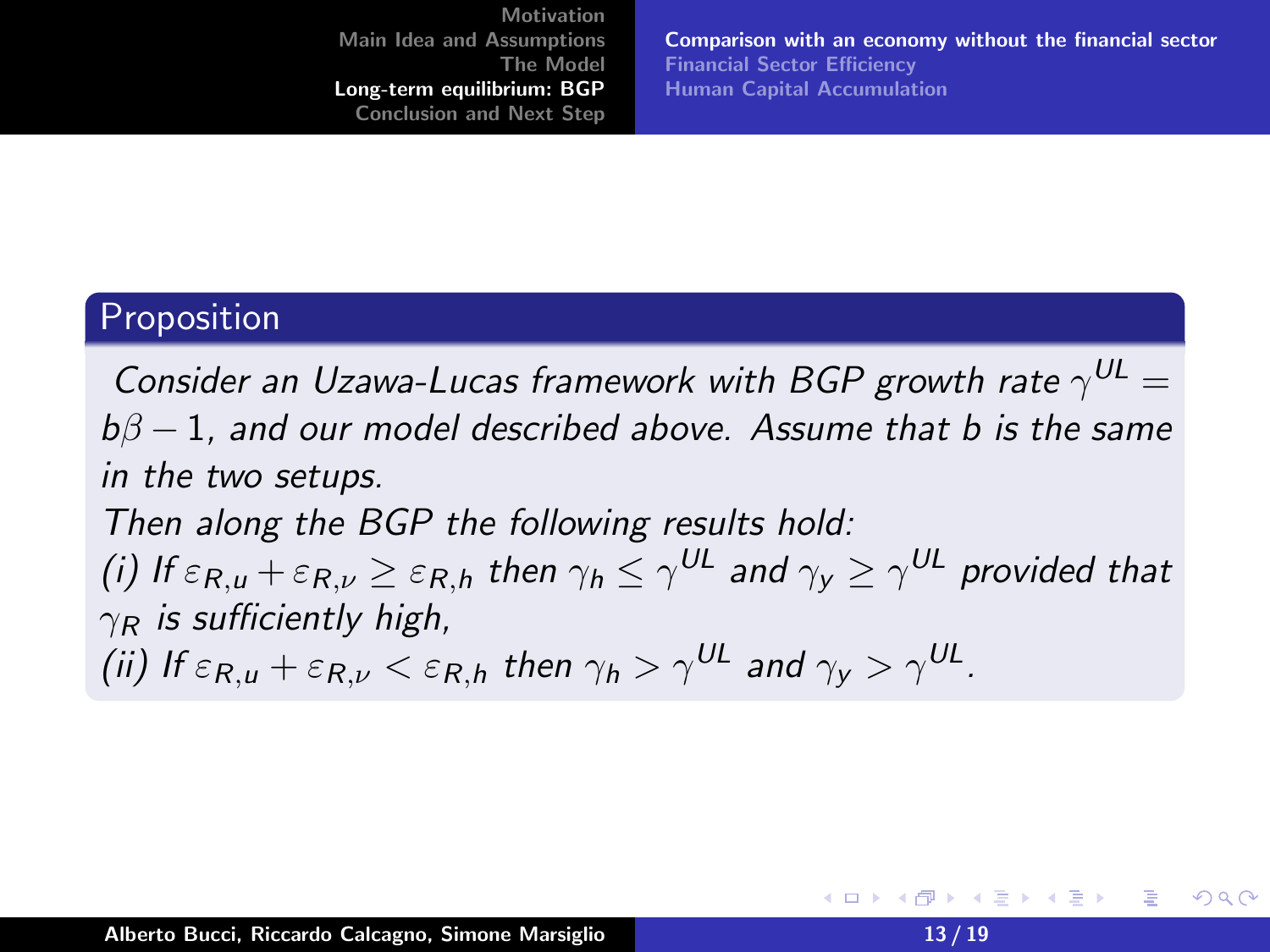### Proposition

*Consider an Uzawa-Lucas framework with BGP growth rate $\gamma^{UL} = b\beta - 1$, and our model described above. Assume that b is the same in the two setups.*

*Then along the BGP the following results hold:*

*(i) If $\varepsilon_{R,u} + \varepsilon_{R,\nu} \geq \varepsilon_{R,h}$ then $\gamma_h \leq \gamma^{UL}$ and $\gamma_y \geq \gamma^{UL}$ provided that $\gamma_R$ is sufficiently high,*

*(ii) If $\varepsilon_{R,u} + \varepsilon_{R,\nu} < \varepsilon_{R,h}$ then $\gamma_h > \gamma^{UL}$ and $\gamma_y > \gamma^{UL}$.*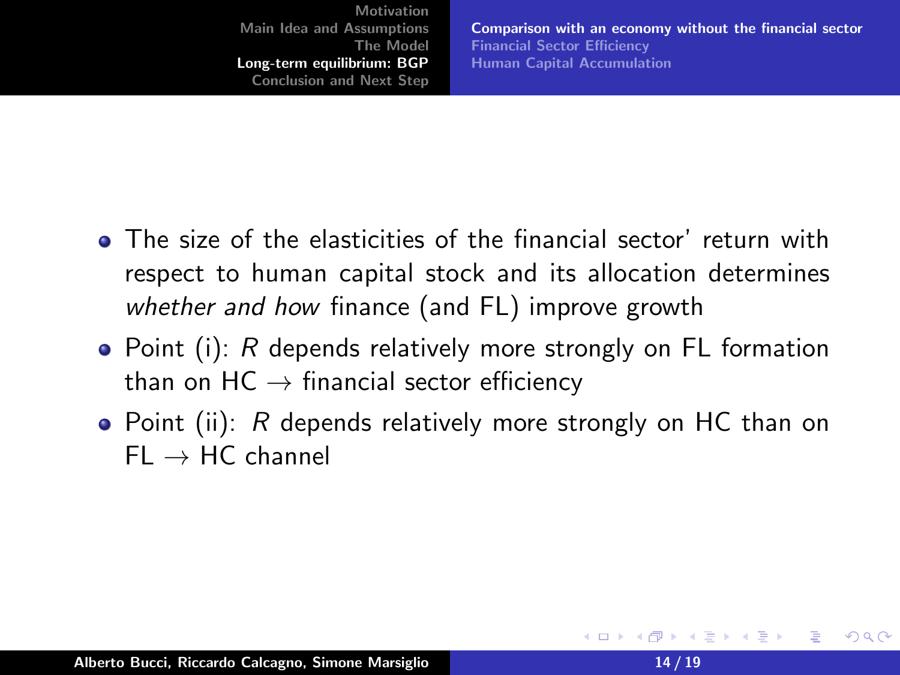- The size of the elasticities of the financial sector' return with respect to human capital stock and its allocation determines *whether and how* finance (and FL) improve growth
- Point (i): $R$ depends relatively more strongly on FL formation than on HC $\rightarrow$ financial sector efficiency
- Point (ii): $R$ depends relatively more strongly on HC than on FL $\rightarrow$ HC channel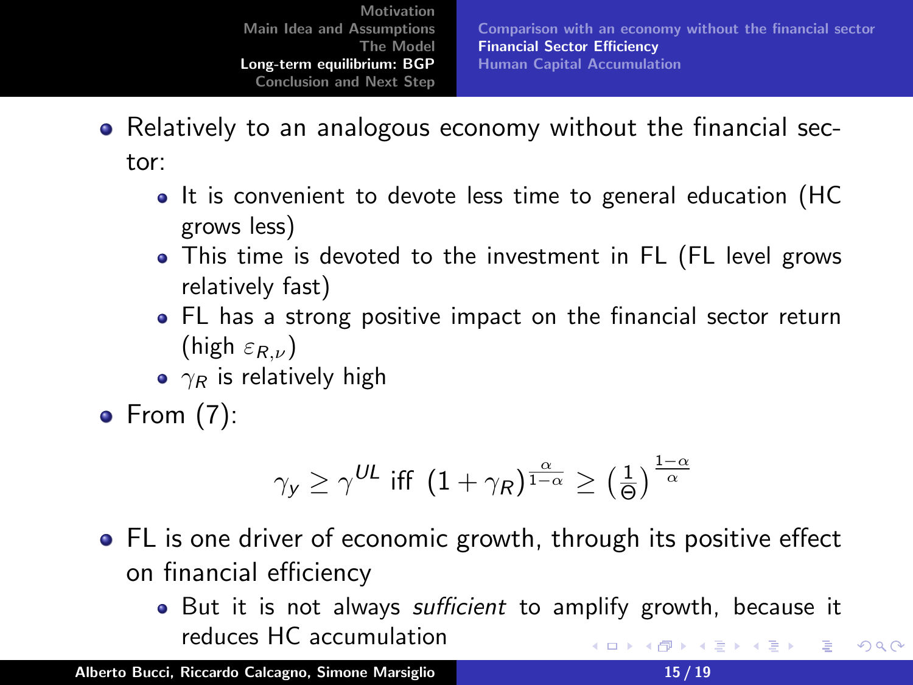- Relatively to an analogous economy without the financial sector:
  - It is convenient to devote less time to general education (HC grows less)
  - This time is devoted to the investment in FL (FL level grows relatively fast)
  - FL has a strong positive impact on the financial sector return (high $\varepsilon_{R,\nu}$)
  - $\gamma_R$ is relatively high
- From (7):

$$\gamma_y \geq \gamma^{UL} \text{ iff } (1+\gamma_R)^{\frac{\alpha}{1-\alpha}} \geq \left(\frac{1}{\Theta}\right)^{\frac{1-\alpha}{\alpha}}$$

- FL is one driver of economic growth, through its positive effect on financial efficiency
  - But it is not always *sufficient* to amplify growth, because it reduces HC accumulation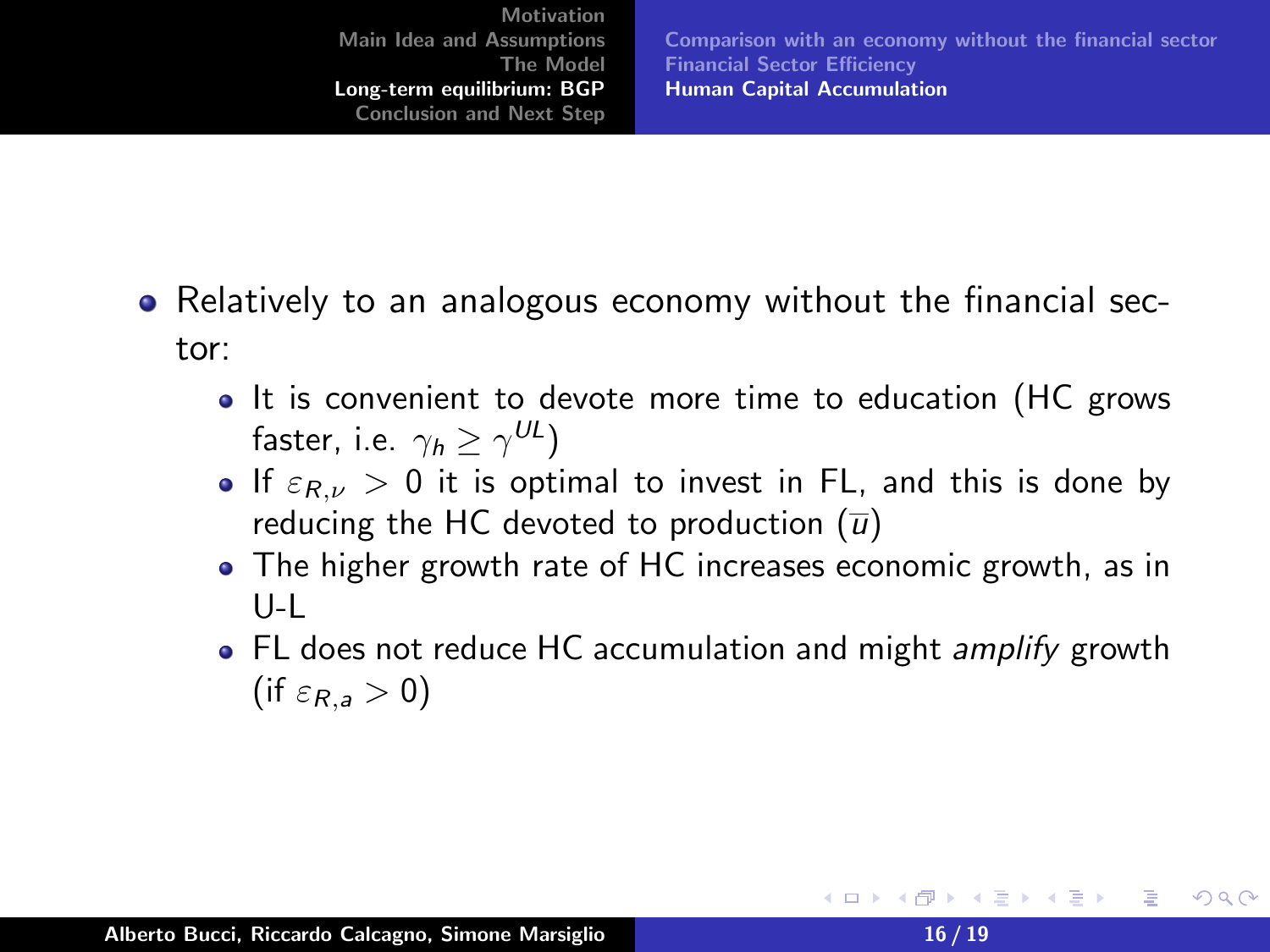- Relatively to an analogous economy without the financial sector:
  - It is convenient to devote more time to education (HC grows faster, i.e. $\gamma_h \geq \gamma^{UL}$)
  - If $\varepsilon_{R,\nu} > 0$ it is optimal to invest in FL, and this is done by reducing the HC devoted to production ($\overline{u}$)
  - The higher growth rate of HC increases economic growth, as in U-L
  - FL does not reduce HC accumulation and might *amplify* growth (if $\varepsilon_{R,a} > 0$)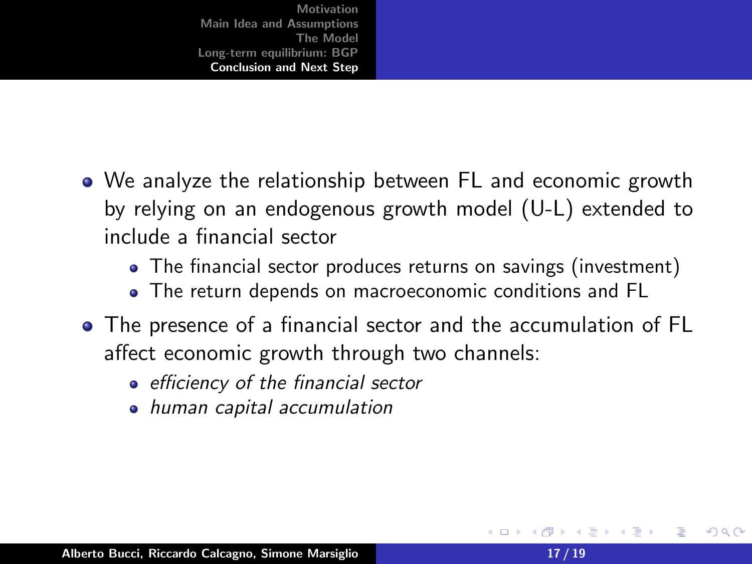- We analyze the relationship between FL and economic growth by relying on an endogenous growth model (U-L) extended to include a financial sector
  - The financial sector produces returns on savings (investment)
  - The return depends on macroeconomic conditions and FL
- The presence of a financial sector and the accumulation of FL affect economic growth through two channels:
  - *efficiency of the financial sector*
  - *human capital accumulation*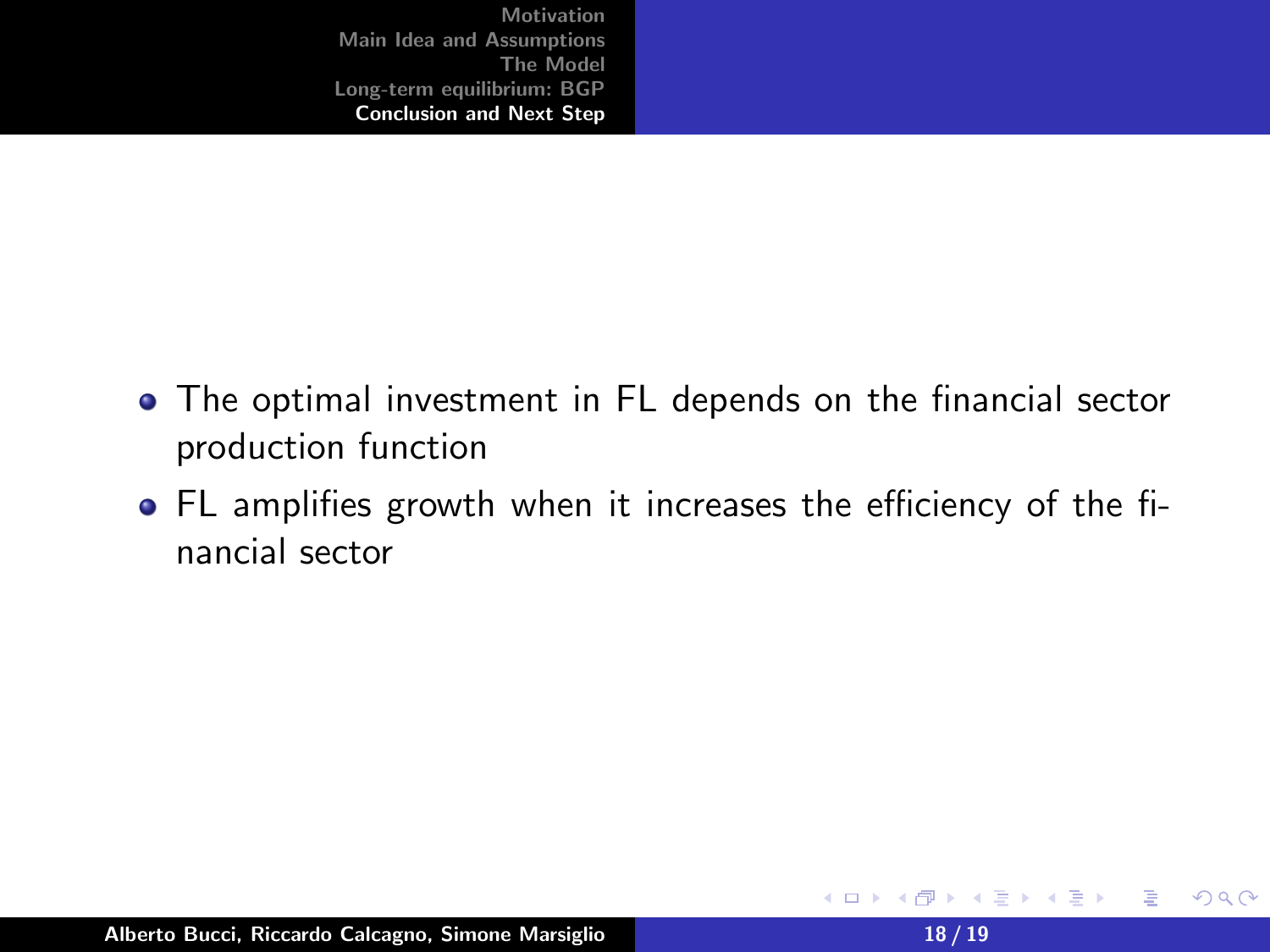- The optimal investment in FL depends on the financial sector production function
- FL amplifies growth when it increases the efficiency of the financial sector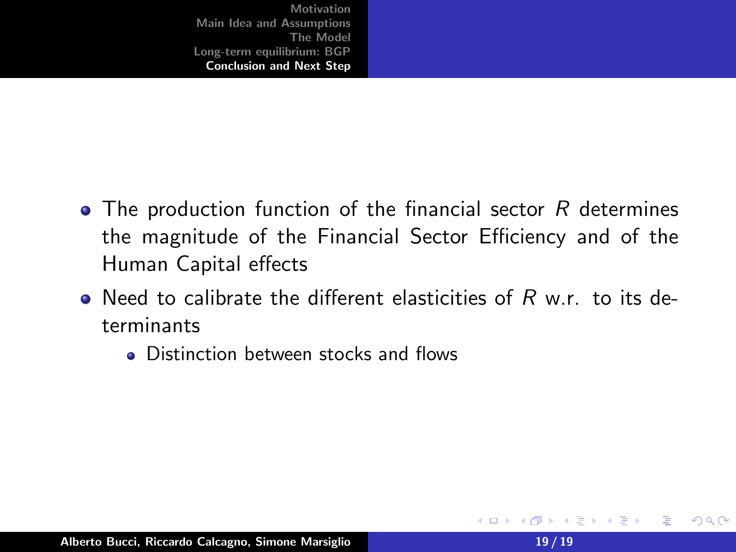- The production function of the financial sector $R$ determines the magnitude of the Financial Sector Efficiency and of the Human Capital effects
- Need to calibrate the different elasticities of $R$ w.r. to its determinants
  - Distinction between stocks and flows